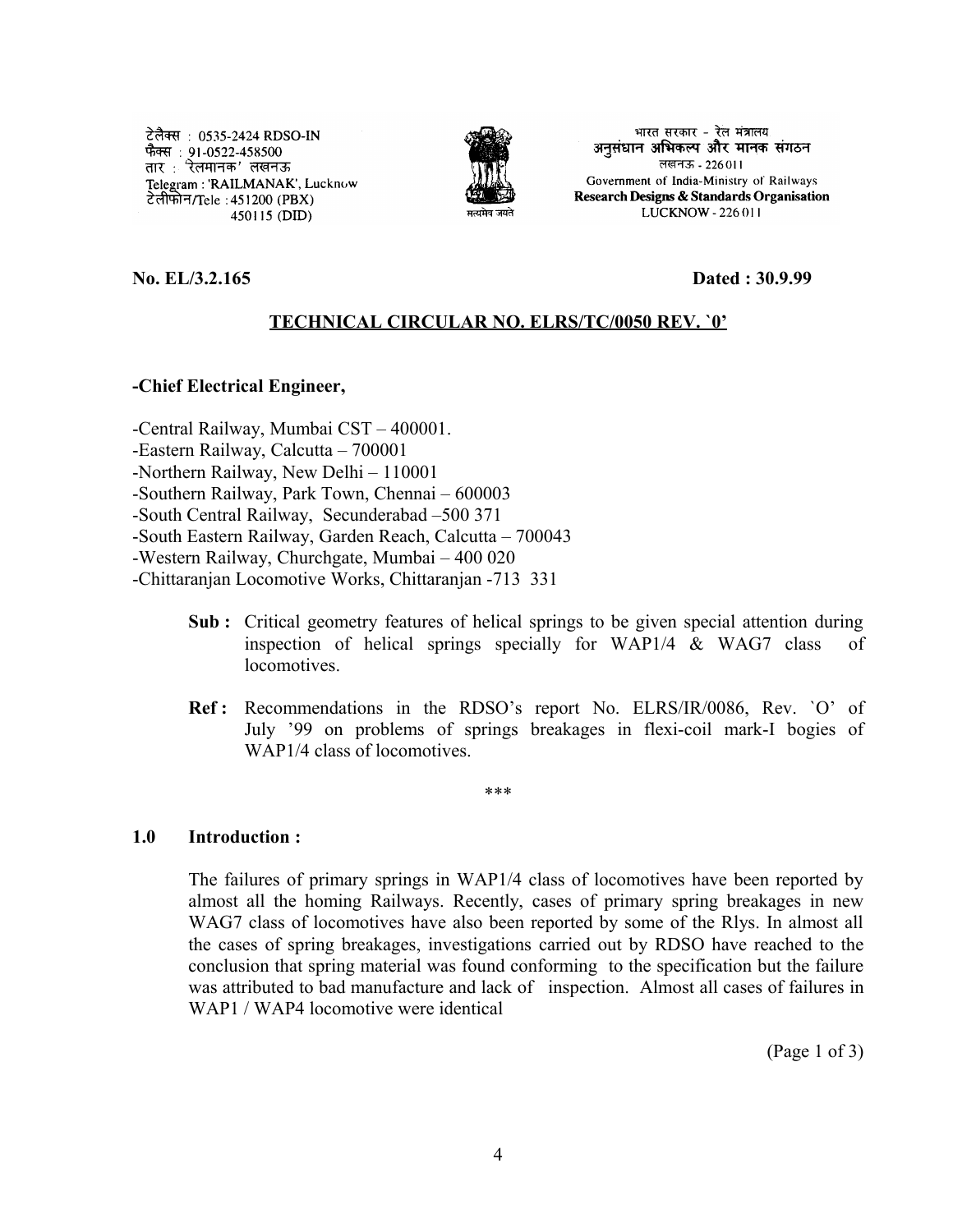टेलैक्स : 0535-2424 RDSO-IN
फैक्स : 91-0522-458500
तार : 'रेलमानक' लखनऊ
Telegram : 'RAILMANAK', Lucknow
टेलीफोन/Tele : 451200 (PBX)
450115 (DID)

सत्यमेव जयते

भारत सरकार - रेल मंत्रालय
अनुसंधान अभिकल्प और मानक संगठन
लखनऊ - 226011
Government of India-Ministry of Railways
**Research Designs & Standards Organisation**
LUCKNOW - 226 011

**No. EL/3.2.165** **Dated : 30.9.99**

**TECHNICAL CIRCULAR NO. ELRS/TC/0050 REV. `0'**

**-Chief Electrical Engineer,**

-Central Railway, Mumbai CST – 400001.
-Eastern Railway, Calcutta – 700001
-Northern Railway, New Delhi – 110001
-Southern Railway, Park Town, Chennai – 600003
-South Central Railway, Secunderabad –500 371
-South Eastern Railway, Garden Reach, Calcutta – 700043
-Western Railway, Churchgate, Mumbai – 400 020
-Chittaranjan Locomotive Works, Chittaranjan -713 331

**Sub :** Critical geometry features of helical springs to be given special attention during inspection of helical springs specially for WAP1/4 & WAG7 class of locomotives.

**Ref :** Recommendations in the RDSO's report No. ELRS/IR/0086, Rev. `O' of July '99 on problems of springs breakages in flexi-coil mark-I bogies of WAP1/4 class of locomotives.

\*\*\*

**1.0 Introduction :**

The failures of primary springs in WAP1/4 class of locomotives have been reported by almost all the homing Railways. Recently, cases of primary spring breakages in new WAG7 class of locomotives have also been reported by some of the Rlys. In almost all the cases of spring breakages, investigations carried out by RDSO have reached to the conclusion that spring material was found conforming to the specification but the failure was attributed to bad manufacture and lack of inspection. Almost all cases of failures in WAP1 / WAP4 locomotive were identical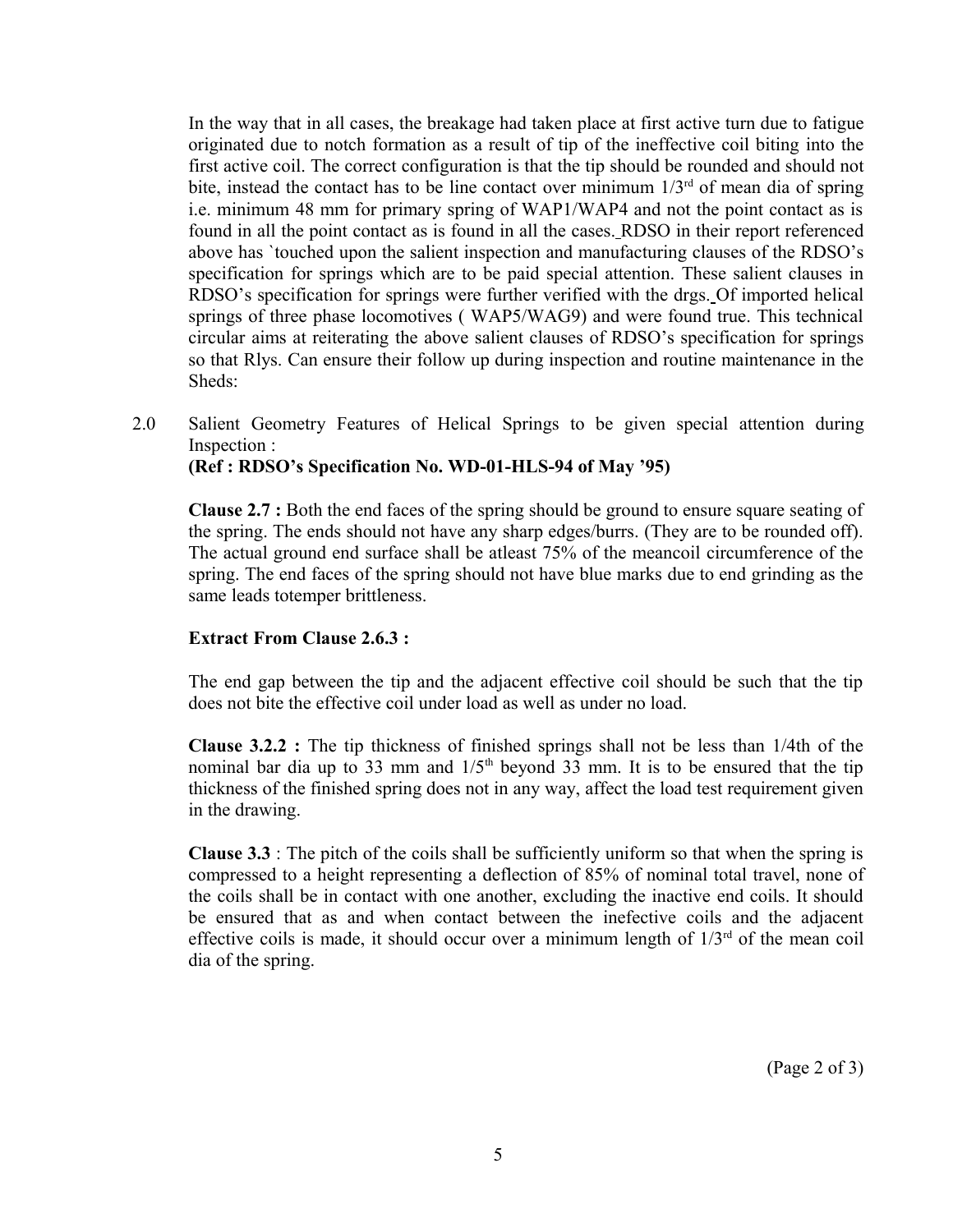In the way that in all cases, the breakage had taken place at first active turn due to fatigue originated due to notch formation as a result of tip of the ineffective coil biting into the first active coil. The correct configuration is that the tip should be rounded and should not bite, instead the contact has to be line contact over minimum 1/3rd of mean dia of spring i.e. minimum 48 mm for primary spring of WAP1/WAP4 and not the point contact as is found in all the point contact as is found in all the cases. RDSO in their report referenced above has `touched upon the salient inspection and manufacturing clauses of the RDSO's specification for springs which are to be paid special attention. These salient clauses in RDSO's specification for springs were further verified with the drgs. Of imported helical springs of three phase locomotives ( WAP5/WAG9) and were found true. This technical circular aims at reiterating the above salient clauses of RDSO's specification for springs so that Rlys. Can ensure their follow up during inspection and routine maintenance in the Sheds:

2.0 Salient Geometry Features of Helical Springs to be given special attention during Inspection :
**(Ref : RDSO's Specification No. WD-01-HLS-94 of May '95)**

**Clause 2.7 :** Both the end faces of the spring should be ground to ensure square seating of the spring. The ends should not have any sharp edges/burrs. (They are to be rounded off). The actual ground end surface shall be atleast 75% of the meancoil circumference of the spring. The end faces of the spring should not have blue marks due to end grinding as the same leads totemper brittleness.

**Extract From Clause 2.6.3 :**

The end gap between the tip and the adjacent effective coil should be such that the tip does not bite the effective coil under load as well as under no load.

**Clause 3.2.2 :** The tip thickness of finished springs shall not be less than 1/4th of the nominal bar dia up to 33 mm and 1/5th beyond 33 mm. It is to be ensured that the tip thickness of the finished spring does not in any way, affect the load test requirement given in the drawing.

**Clause 3.3** : The pitch of the coils shall be sufficiently uniform so that when the spring is compressed to a height representing a deflection of 85% of nominal total travel, none of the coils shall be in contact with one another, excluding the inactive end coils. It should be ensured that as and when contact between the inefective coils and the adjacent effective coils is made, it should occur over a minimum length of 1/3rd of the mean coil dia of the spring.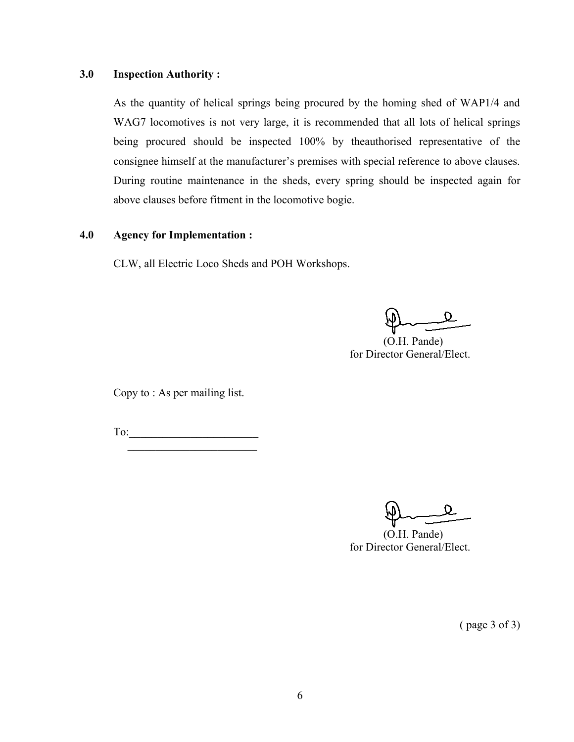## 3.0 Inspection Authority :

As the quantity of helical springs being procured by the homing shed of WAP1/4 and WAG7 locomotives is not very large, it is recommended that all lots of helical springs being procured should be inspected 100% by theauthorised representative of the consignee himself at the manufacturer's premises with special reference to above clauses. During routine maintenance in the sheds, every spring should be inspected again for above clauses before fitment in the locomotive bogie.

## 4.0 Agency for Implementation :

CLW, all Electric Loco Sheds and POH Workshops.

(O.H. Pande)
for Director General/Elect.

Copy to : As per mailing list.

To:_______________________
_______________________

(O.H. Pande)
for Director General/Elect.